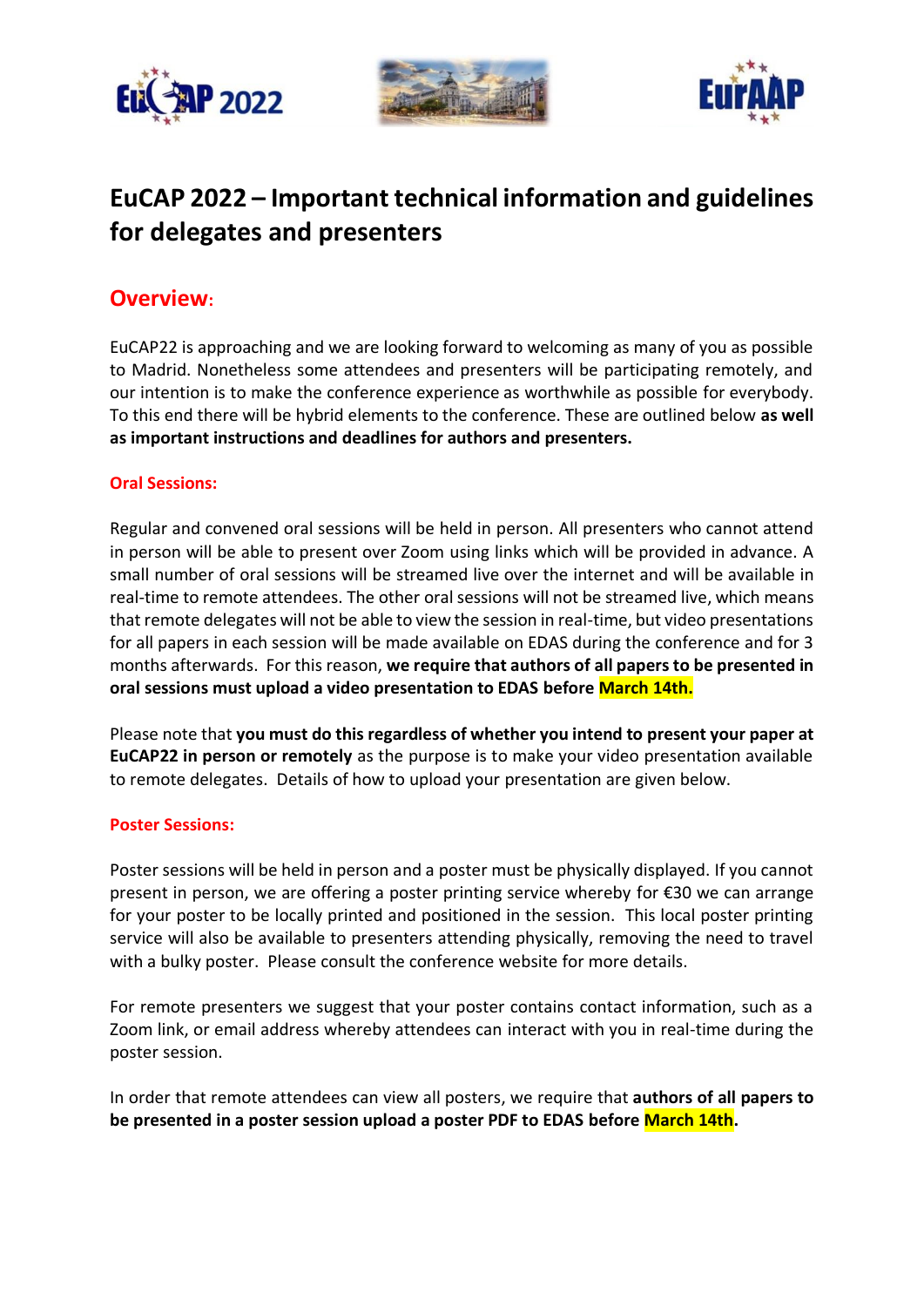# EuCAP 2022 – Important technical information and guidelines for delegates and presenters

## Overview:

EuCAP22 is approaching and we are looking forward to welcoming as many of you as possible to Madrid. Nonetheless some attendees and presenters will be participating remotely, and our intention is to make the conference experience as worthwhile as possible for everybody. To this end there will be hybrid elements to the conference. These are outlined below **as well as important instructions and deadlines for authors and presenters.**

### Oral Sessions:

Regular and convened oral sessions will be held in person. All presenters who cannot attend in person will be able to present over Zoom using links which will be provided in advance. A small number of oral sessions will be streamed live over the internet and will be available in real-time to remote attendees. The other oral sessions will not be streamed live, which means that remote delegates will not be able to view the session in real-time, but video presentations for all papers in each session will be made available on EDAS during the conference and for 3 months afterwards. For this reason, **we require that authors of all papers to be presented in oral sessions must upload a video presentation to EDAS before March 14th.**

Please note that **you must do this regardless of whether you intend to present your paper at EuCAP22 in person or remotely** as the purpose is to make your video presentation available to remote delegates. Details of how to upload your presentation are given below.

### Poster Sessions:

Poster sessions will be held in person and a poster must be physically displayed. If you cannot present in person, we are offering a poster printing service whereby for €30 we can arrange for your poster to be locally printed and positioned in the session. This local poster printing service will also be available to presenters attending physically, removing the need to travel with a bulky poster. Please consult the conference website for more details.

For remote presenters we suggest that your poster contains contact information, such as a Zoom link, or email address whereby attendees can interact with you in real-time during the poster session.

In order that remote attendees can view all posters, we require that **authors of all papers to be presented in a poster session upload a poster PDF to EDAS before March 14th**.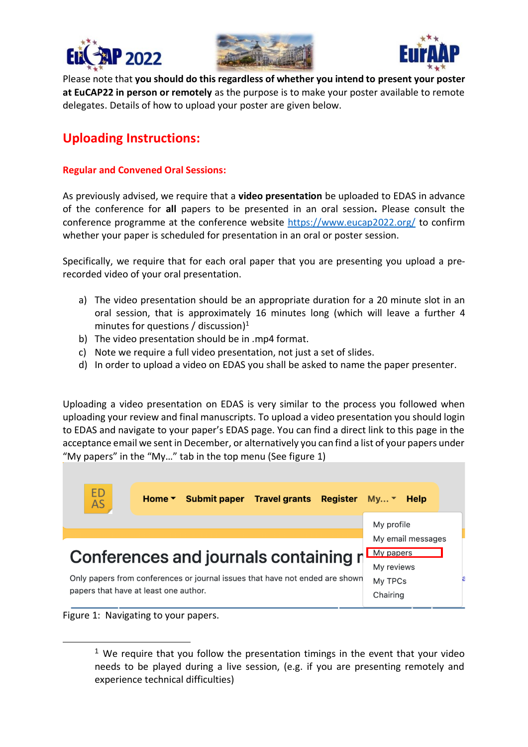Please note that **you should do this regardless of whether you intend to present your poster at EuCAP22 in person or remotely** as the purpose is to make your poster available to remote delegates. Details of how to upload your poster are given below.

## Uploading Instructions:

### Regular and Convened Oral Sessions:

As previously advised, we require that a **video presentation** be uploaded to EDAS in advance of the conference for **all** papers to be presented in an oral session**.** Please consult the conference programme at the conference website https://www.eucap2022.org/ to confirm whether your paper is scheduled for presentation in an oral or poster session.

Specifically, we require that for each oral paper that you are presenting you upload a pre-recorded video of your oral presentation.

a) The video presentation should be an appropriate duration for a 20 minute slot in an oral session, that is approximately 16 minutes long (which will leave a further 4 minutes for questions / discussion)[1]
b) The video presentation should be in .mp4 format.
c) Note we require a full video presentation, not just a set of slides.
d) In order to upload a video on EDAS you shall be asked to name the paper presenter.

Uploading a video presentation on EDAS is very similar to the process you followed when uploading your review and final manuscripts. To upload a video presentation you should login to EDAS and navigate to your paper's EDAS page. You can find a direct link to this page in the acceptance email we sent in December, or alternatively you can find a list of your papers under "My papers" in the "My…" tab in the top menu (See figure 1)

Figure 1: Navigating to your papers.

[1] We require that you follow the presentation timings in the event that your video needs to be played during a live session, (e.g. if you are presenting remotely and experience technical difficulties)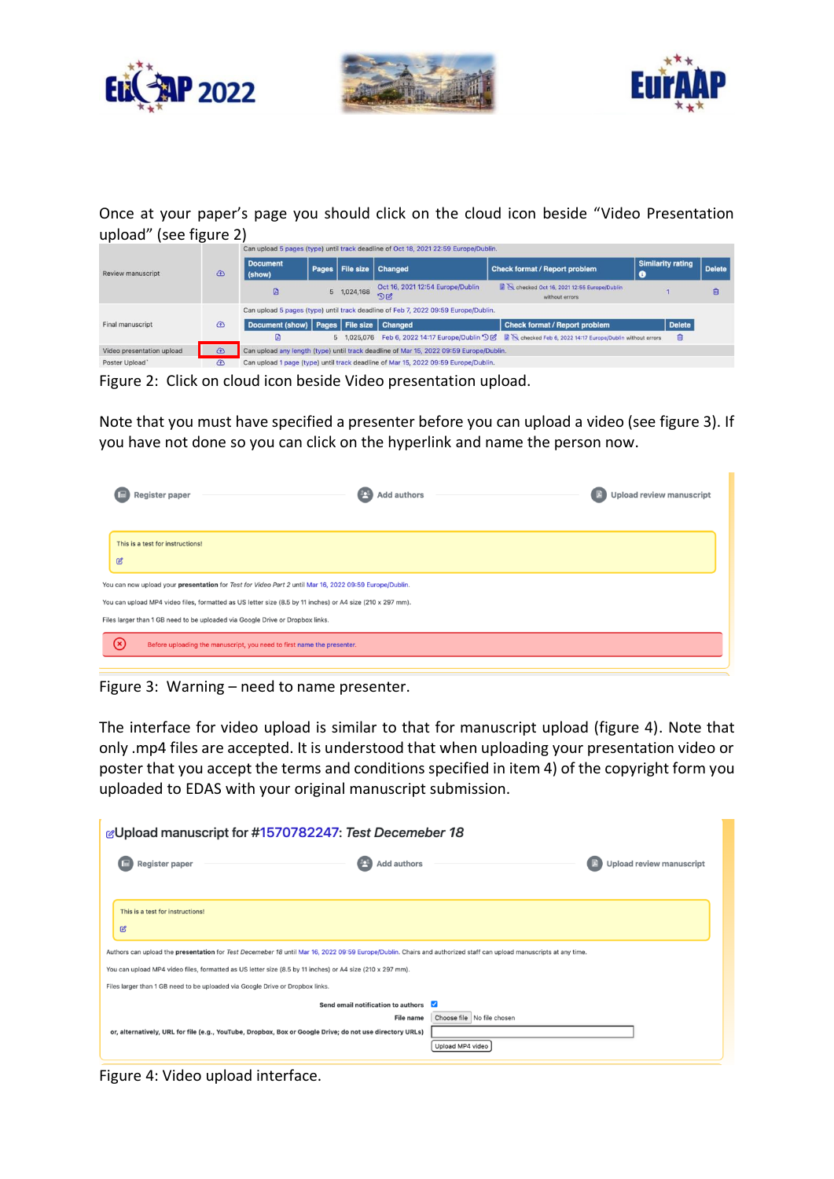Once at your paper's page you should click on the cloud icon beside "Video Presentation upload" (see figure 2)

| Review manuscript | | Can upload 5 pages (type) until track deadline of Oct 18, 2021 22:59 Europe/Dublin. |
|---|---|---|
| Final manuscript | | Can upload 5 pages (type) until track deadline of Feb 7, 2022 09:59 Europe/Dublin. |
| Video presentation upload | | Can upload any length (type) until track deadline of Mar 15, 2022 09:59 Europe/Dublin. |
| Poster Upload* | | Can upload 1 page (type) until track deadline of Mar 15, 2022 09:59 Europe/Dublin. |

| Document (show) | Pages | File size | Changed | Check format / Report problem | Similarity rating | Delete |
|---|---|---|---|---|---|---|
| | 5 | 1,024,168 | Oct 16, 2021 12:54 Europe/Dublin | checked Oct 16, 2021 12:55 Europe/Dublin without errors | 1 | |

| Document (show) | Pages | File size | Changed | Check format / Report problem | Delete |
|---|---|---|---|---|---|
| | 5 | 1,025,076 | Feb 6, 2022 14:17 Europe/Dublin | checked Feb 6, 2022 14:17 Europe/Dublin without errors | |

Figure 2: Click on cloud icon beside Video presentation upload.

Note that you must have specified a presenter before you can upload a video (see figure 3). If you have not done so you can click on the hyperlink and name the person now.

Register paper — Add authors — Upload review manuscript

This is a test for instructions!

You can now upload your **presentation** for *Test for Video Part 2* until Mar 16, 2022 09:59 Europe/Dublin.

You can upload MP4 video files, formatted as US letter size (8.5 by 11 inches) or A4 size (210 x 297 mm).

Files larger than 1 GB need to be uploaded via Google Drive or Dropbox links.

Before uploading the manuscript, you need to first name the presenter.

Figure 3: Warning – need to name presenter.

The interface for video upload is similar to that for manuscript upload (figure 4). Note that only .mp4 files are accepted. It is understood that when uploading your presentation video or poster that you accept the terms and conditions specified in item 4) of the copyright form you uploaded to EDAS with your original manuscript submission.

**Upload manuscript for #1570782247: *Test Decemeber 18***

Register paper — Add authors — Upload review manuscript

This is a test for instructions!

Authors can upload the **presentation** for *Test Decemeber 18* until Mar 16, 2022 09:59 Europe/Dublin. Chairs and authorized staff can upload manuscripts at any time.

You can upload MP4 video files, formatted as US letter size (8.5 by 11 inches) or A4 size (210 x 297 mm).

Files larger than 1 GB need to be uploaded via Google Drive or Dropbox links.

**Send email notification to authors**

**File name** Choose file No file chosen

**or, alternatively, URL for file (e.g., YouTube, Dropbox, Box or Google Drive; do not use directory URLs)**

Upload MP4 video

Figure 4: Video upload interface.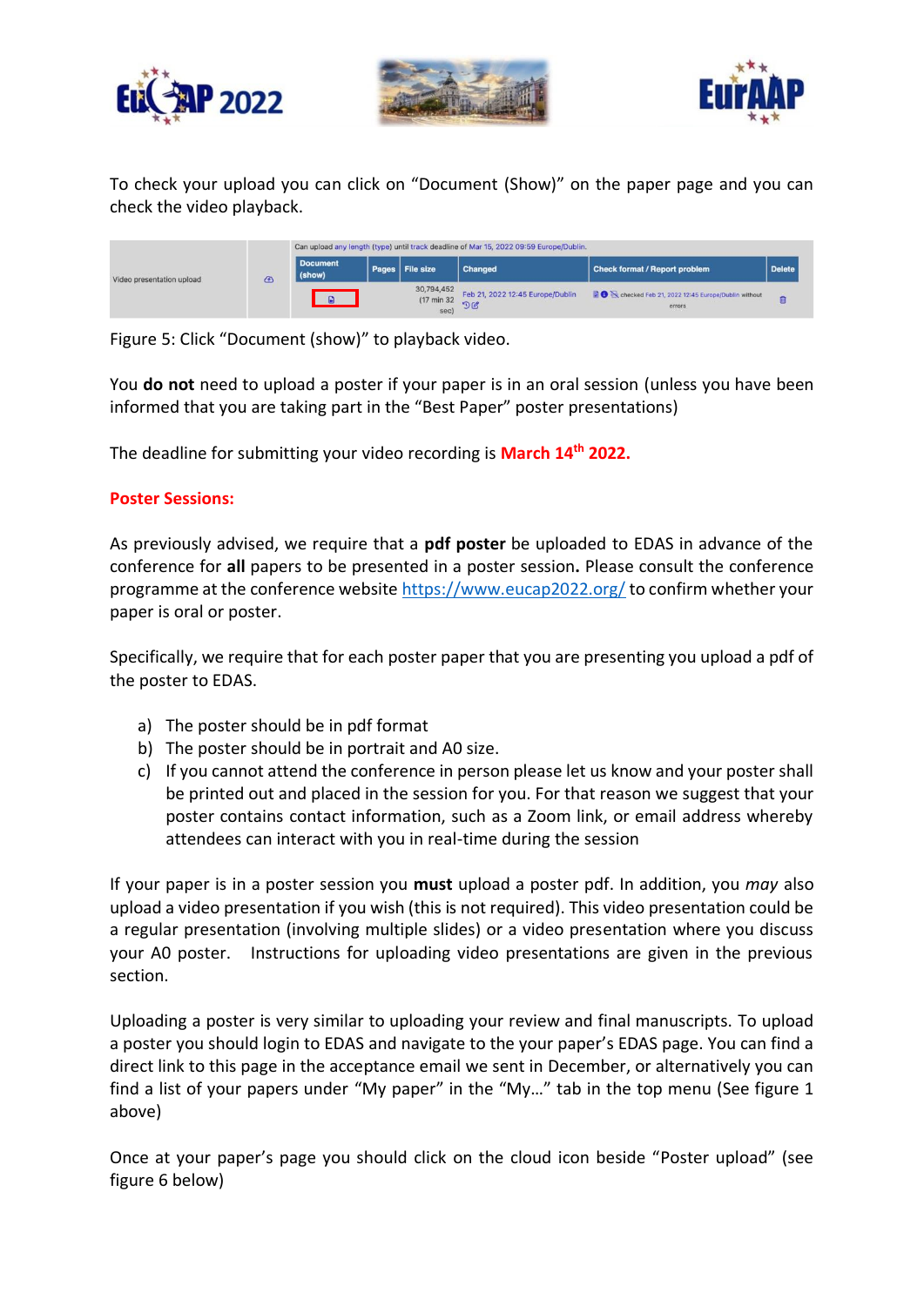To check your upload you can click on "Document (Show)" on the paper page and you can check the video playback.

| Video presentation upload | | Can upload any length (type) until track deadline of Mar 15, 2022 09:59 Europe/Dublin. | | | | | |
|---|---|---|---|---|---|---|---|
| | | Document (show) | Pages | File size | Changed | Check format / Report problem | Delete |
| | | | | 30,794,452 (17 min 32 sec) | Feb 21, 2022 12:45 Europe/Dublin | checked Feb 21, 2022 12:45 Europe/Dublin without errors | |

Figure 5: Click "Document (show)" to playback video.

You **do not** need to upload a poster if your paper is in an oral session (unless you have been informed that you are taking part in the "Best Paper" poster presentations)

The deadline for submitting your video recording is **March 14th 2022.**

**Poster Sessions:**

As previously advised, we require that a **pdf poster** be uploaded to EDAS in advance of the conference for **all** papers to be presented in a poster session**.** Please consult the conference programme at the conference website https://www.eucap2022.org/ to confirm whether your paper is oral or poster.

Specifically, we require that for each poster paper that you are presenting you upload a pdf of the poster to EDAS.

a) The poster should be in pdf format
b) The poster should be in portrait and A0 size.
c) If you cannot attend the conference in person please let us know and your poster shall be printed out and placed in the session for you. For that reason we suggest that your poster contains contact information, such as a Zoom link, or email address whereby attendees can interact with you in real-time during the session

If your paper is in a poster session you **must** upload a poster pdf. In addition, you *may* also upload a video presentation if you wish (this is not required). This video presentation could be a regular presentation (involving multiple slides) or a video presentation where you discuss your A0 poster. Instructions for uploading video presentations are given in the previous section.

Uploading a poster is very similar to uploading your review and final manuscripts. To upload a poster you should login to EDAS and navigate to the your paper's EDAS page. You can find a direct link to this page in the acceptance email we sent in December, or alternatively you can find a list of your papers under "My paper" in the "My…" tab in the top menu (See figure 1 above)

Once at your paper's page you should click on the cloud icon beside "Poster upload" (see figure 6 below)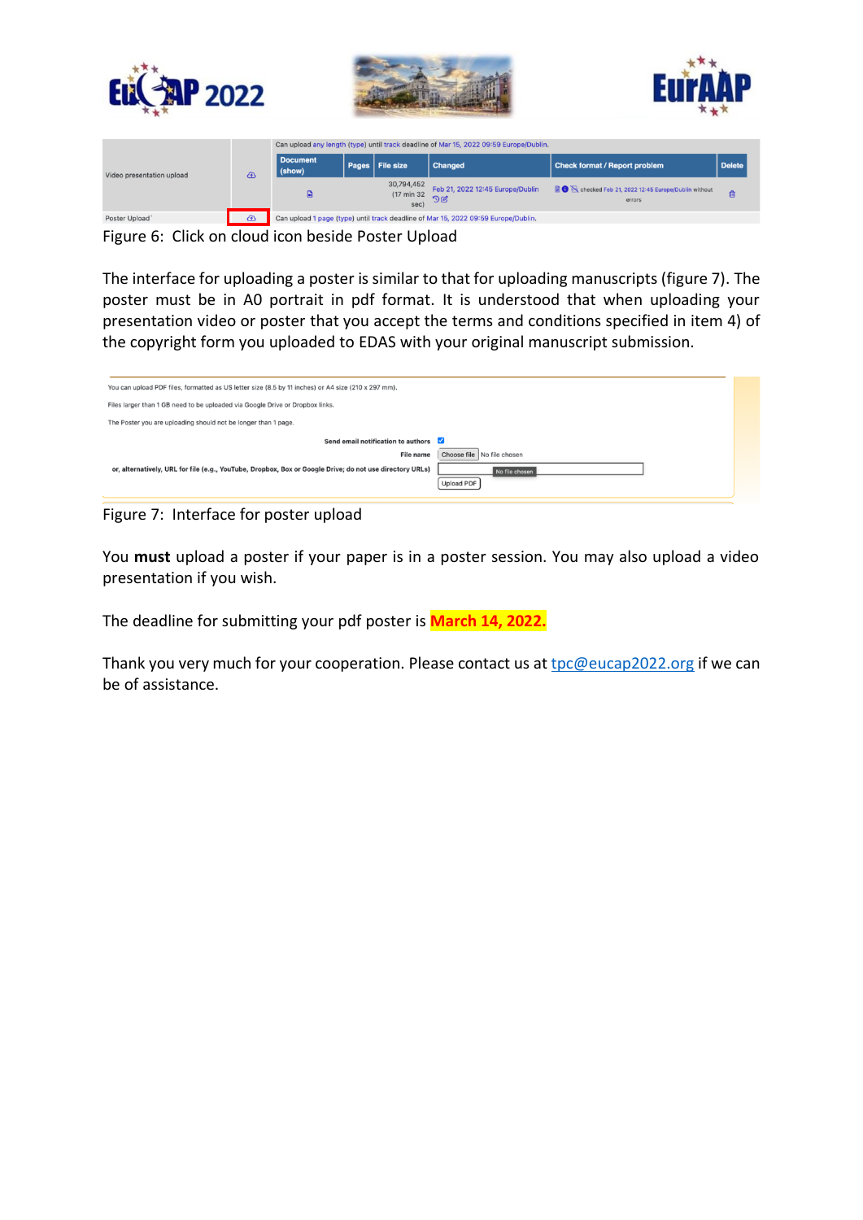Figure 6: Click on cloud icon beside Poster Upload

The interface for uploading a poster is similar to that for uploading manuscripts (figure 7). The poster must be in A0 portrait in pdf format. It is understood that when uploading your presentation video or poster that you accept the terms and conditions specified in item 4) of the copyright form you uploaded to EDAS with your original manuscript submission.

Figure 7: Interface for poster upload

You **must** upload a poster if your paper is in a poster session. You may also upload a video presentation if you wish.

The deadline for submitting your pdf poster is **March 14, 2022.**

Thank you very much for your cooperation. Please contact us at tpc@eucap2022.org if we can be of assistance.